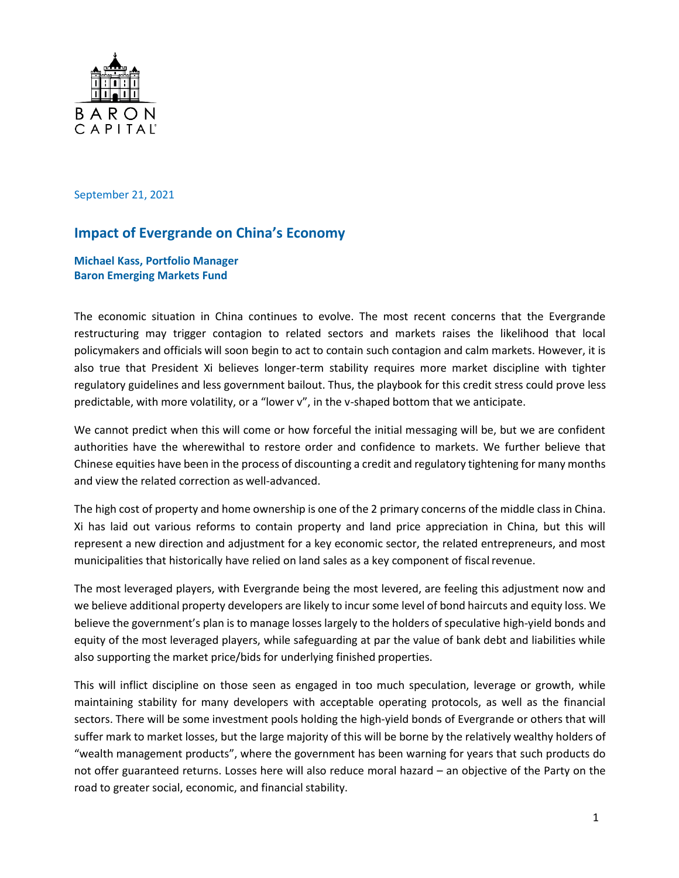BARON CAPITAL

September 21, 2021

# Impact of Evergrande on China's Economy

**Michael Kass, Portfolio Manager**
**Baron Emerging Markets Fund**

The economic situation in China continues to evolve. The most recent concerns that the Evergrande restructuring may trigger contagion to related sectors and markets raises the likelihood that local policymakers and officials will soon begin to act to contain such contagion and calm markets. However, it is also true that President Xi believes longer-term stability requires more market discipline with tighter regulatory guidelines and less government bailout. Thus, the playbook for this credit stress could prove less predictable, with more volatility, or a "lower v", in the v-shaped bottom that we anticipate.

We cannot predict when this will come or how forceful the initial messaging will be, but we are confident authorities have the wherewithal to restore order and confidence to markets. We further believe that Chinese equities have been in the process of discounting a credit and regulatory tightening for many months and view the related correction as well-advanced.

The high cost of property and home ownership is one of the 2 primary concerns of the middle class in China. Xi has laid out various reforms to contain property and land price appreciation in China, but this will represent a new direction and adjustment for a key economic sector, the related entrepreneurs, and most municipalities that historically have relied on land sales as a key component of fiscal revenue.

The most leveraged players, with Evergrande being the most levered, are feeling this adjustment now and we believe additional property developers are likely to incur some level of bond haircuts and equity loss. We believe the government's plan is to manage losses largely to the holders of speculative high-yield bonds and equity of the most leveraged players, while safeguarding at par the value of bank debt and liabilities while also supporting the market price/bids for underlying finished properties.

This will inflict discipline on those seen as engaged in too much speculation, leverage or growth, while maintaining stability for many developers with acceptable operating protocols, as well as the financial sectors. There will be some investment pools holding the high-yield bonds of Evergrande or others that will suffer mark to market losses, but the large majority of this will be borne by the relatively wealthy holders of "wealth management products", where the government has been warning for years that such products do not offer guaranteed returns. Losses here will also reduce moral hazard – an objective of the Party on the road to greater social, economic, and financial stability.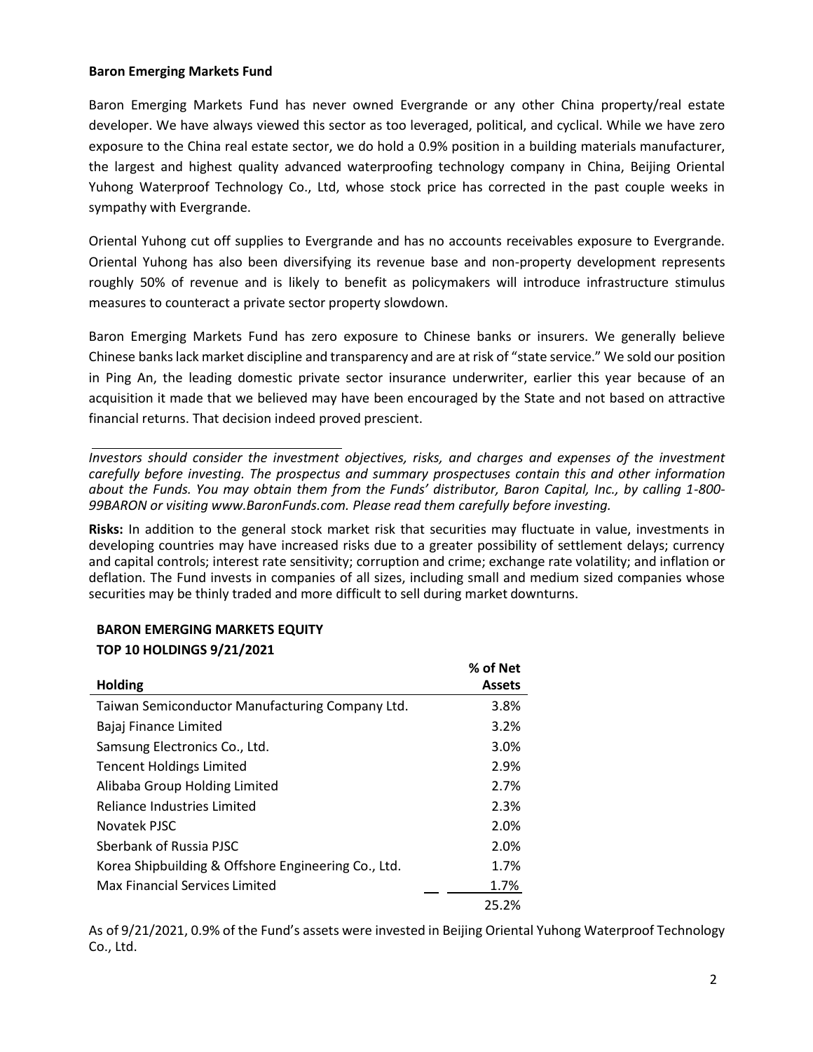**Baron Emerging Markets Fund**

Baron Emerging Markets Fund has never owned Evergrande or any other China property/real estate developer. We have always viewed this sector as too leveraged, political, and cyclical. While we have zero exposure to the China real estate sector, we do hold a 0.9% position in a building materials manufacturer, the largest and highest quality advanced waterproofing technology company in China, Beijing Oriental Yuhong Waterproof Technology Co., Ltd, whose stock price has corrected in the past couple weeks in sympathy with Evergrande.

Oriental Yuhong cut off supplies to Evergrande and has no accounts receivables exposure to Evergrande. Oriental Yuhong has also been diversifying its revenue base and non-property development represents roughly 50% of revenue and is likely to benefit as policymakers will introduce infrastructure stimulus measures to counteract a private sector property slowdown.

Baron Emerging Markets Fund has zero exposure to Chinese banks or insurers. We generally believe Chinese banks lack market discipline and transparency and are at risk of "state service." We sold our position in Ping An, the leading domestic private sector insurance underwriter, earlier this year because of an acquisition it made that we believed may have been encouraged by the State and not based on attractive financial returns. That decision indeed proved prescient.

*Investors should consider the investment objectives, risks, and charges and expenses of the investment carefully before investing. The prospectus and summary prospectuses contain this and other information about the Funds. You may obtain them from the Funds' distributor, Baron Capital, Inc., by calling 1-800-99BARON or visiting www.BaronFunds.com. Please read them carefully before investing.*

**Risks:** In addition to the general stock market risk that securities may fluctuate in value, investments in developing countries may have increased risks due to a greater possibility of settlement delays; currency and capital controls; interest rate sensitivity; corruption and crime; exchange rate volatility; and inflation or deflation. The Fund invests in companies of all sizes, including small and medium sized companies whose securities may be thinly traded and more difficult to sell during market downturns.

**BARON EMERGING MARKETS EQUITY**
**TOP 10 HOLDINGS 9/21/2021**

| Holding | % of Net Assets |
|---|---|
| Taiwan Semiconductor Manufacturing Company Ltd. | 3.8% |
| Bajaj Finance Limited | 3.2% |
| Samsung Electronics Co., Ltd. | 3.0% |
| Tencent Holdings Limited | 2.9% |
| Alibaba Group Holding Limited | 2.7% |
| Reliance Industries Limited | 2.3% |
| Novatek PJSC | 2.0% |
| Sberbank of Russia PJSC | 2.0% |
| Korea Shipbuilding & Offshore Engineering Co., Ltd. | 1.7% |
| Max Financial Services Limited | 1.7% |
| | 25.2% |

As of 9/21/2021, 0.9% of the Fund's assets were invested in Beijing Oriental Yuhong Waterproof Technology Co., Ltd.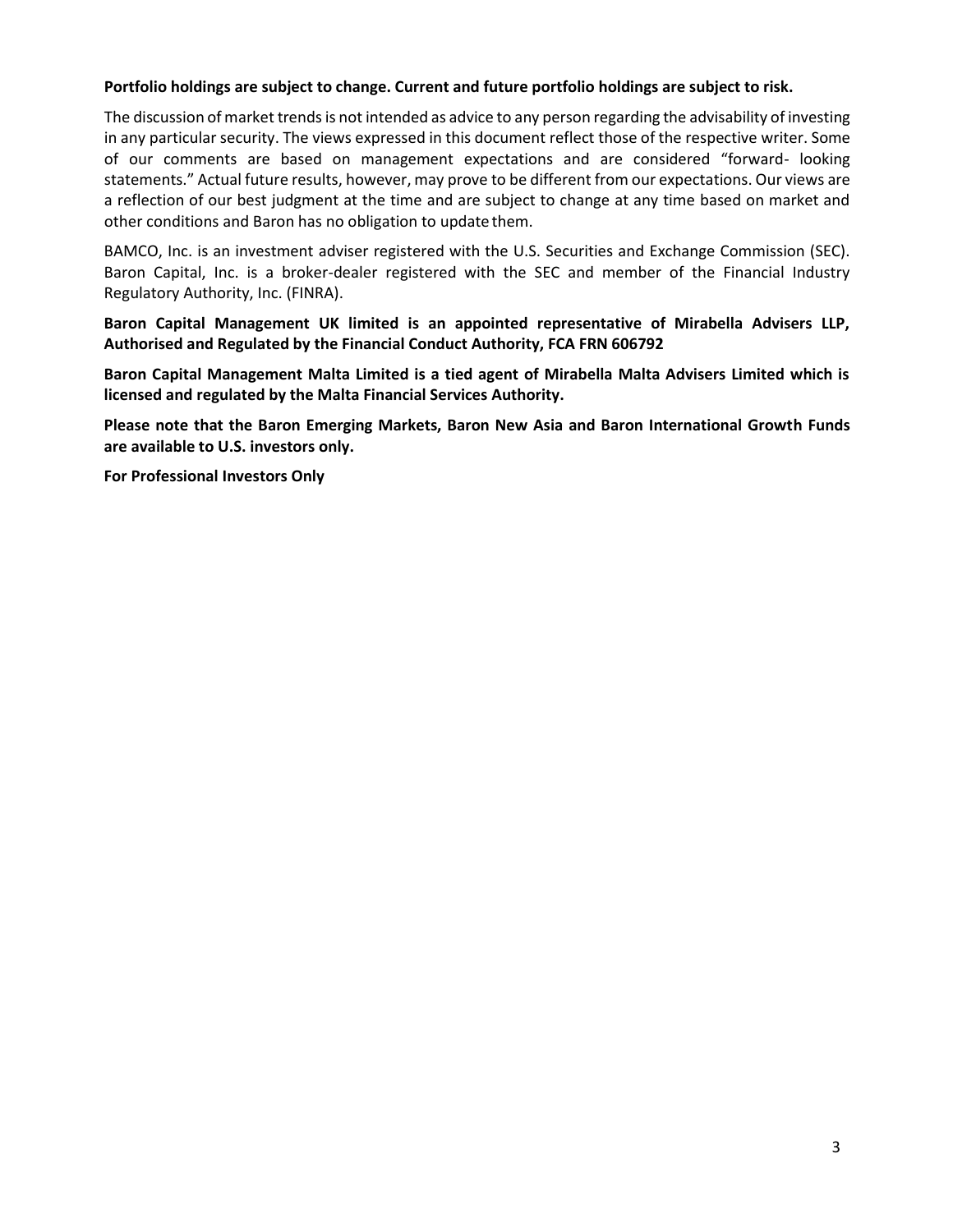**Portfolio holdings are subject to change. Current and future portfolio holdings are subject to risk.**

The discussion of market trends is not intended as advice to any person regarding the advisability of investing in any particular security. The views expressed in this document reflect those of the respective writer. Some of our comments are based on management expectations and are considered "forward- looking statements." Actual future results, however, may prove to be different from our expectations. Our views are a reflection of our best judgment at the time and are subject to change at any time based on market and other conditions and Baron has no obligation to update them.

BAMCO, Inc. is an investment adviser registered with the U.S. Securities and Exchange Commission (SEC). Baron Capital, Inc. is a broker-dealer registered with the SEC and member of the Financial Industry Regulatory Authority, Inc. (FINRA).

**Baron Capital Management UK limited is an appointed representative of Mirabella Advisers LLP, Authorised and Regulated by the Financial Conduct Authority, FCA FRN 606792**

**Baron Capital Management Malta Limited is a tied agent of Mirabella Malta Advisers Limited which is licensed and regulated by the Malta Financial Services Authority.**

**Please note that the Baron Emerging Markets, Baron New Asia and Baron International Growth Funds are available to U.S. investors only.**

**For Professional Investors Only**